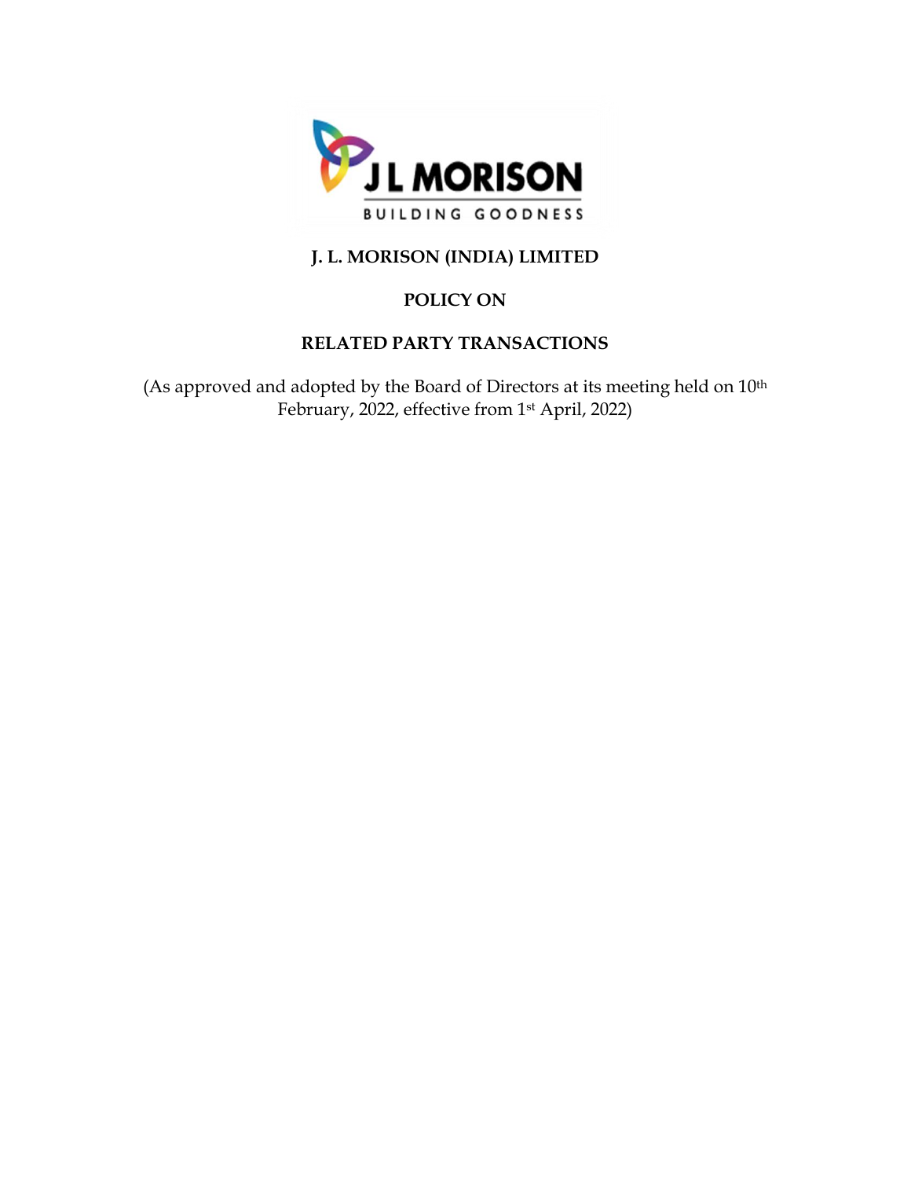J L MORISON

BUILDING GOODNESS

# J. L. MORISON (INDIA) LIMITED

## POLICY ON

## RELATED PARTY TRANSACTIONS

(As approved and adopted by the Board of Directors at its meeting held on 10th February, 2022, effective from 1st April, 2022)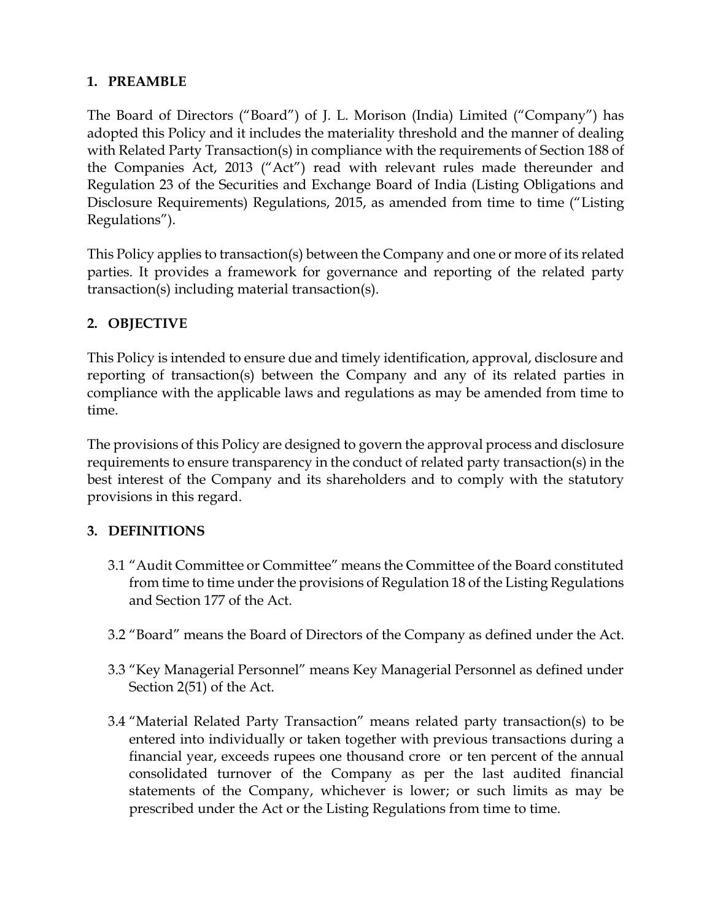## 1. PREAMBLE

The Board of Directors ("Board") of J. L. Morison (India) Limited ("Company") has adopted this Policy and it includes the materiality threshold and the manner of dealing with Related Party Transaction(s) in compliance with the requirements of Section 188 of the Companies Act, 2013 ("Act") read with relevant rules made thereunder and Regulation 23 of the Securities and Exchange Board of India (Listing Obligations and Disclosure Requirements) Regulations, 2015, as amended from time to time ("Listing Regulations").

This Policy applies to transaction(s) between the Company and one or more of its related parties. It provides a framework for governance and reporting of the related party transaction(s) including material transaction(s).

## 2. OBJECTIVE

This Policy is intended to ensure due and timely identification, approval, disclosure and reporting of transaction(s) between the Company and any of its related parties in compliance with the applicable laws and regulations as may be amended from time to time.

The provisions of this Policy are designed to govern the approval process and disclosure requirements to ensure transparency in the conduct of related party transaction(s) in the best interest of the Company and its shareholders and to comply with the statutory provisions in this regard.

## 3. DEFINITIONS

3.1 "Audit Committee or Committee" means the Committee of the Board constituted from time to time under the provisions of Regulation 18 of the Listing Regulations and Section 177 of the Act.

3.2 "Board" means the Board of Directors of the Company as defined under the Act.

3.3 "Key Managerial Personnel" means Key Managerial Personnel as defined under Section 2(51) of the Act.

3.4 "Material Related Party Transaction" means related party transaction(s) to be entered into individually or taken together with previous transactions during a financial year, exceeds rupees one thousand crore or ten percent of the annual consolidated turnover of the Company as per the last audited financial statements of the Company, whichever is lower; or such limits as may be prescribed under the Act or the Listing Regulations from time to time.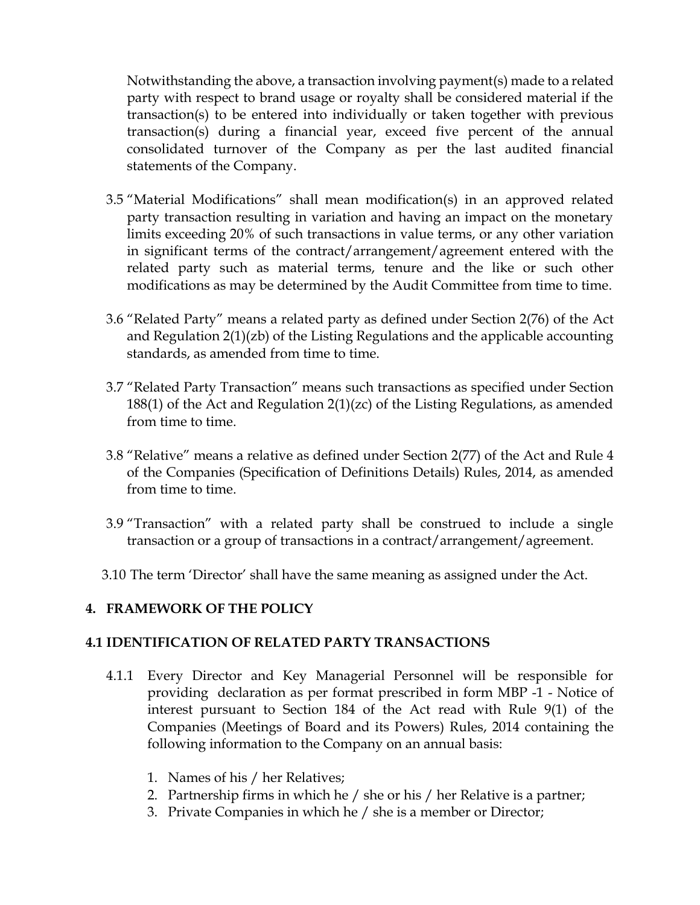Notwithstanding the above, a transaction involving payment(s) made to a related party with respect to brand usage or royalty shall be considered material if the transaction(s) to be entered into individually or taken together with previous transaction(s) during a financial year, exceed five percent of the annual consolidated turnover of the Company as per the last audited financial statements of the Company.

3.5 "Material Modifications" shall mean modification(s) in an approved related party transaction resulting in variation and having an impact on the monetary limits exceeding 20% of such transactions in value terms, or any other variation in significant terms of the contract/arrangement/agreement entered with the related party such as material terms, tenure and the like or such other modifications as may be determined by the Audit Committee from time to time.

3.6 "Related Party" means a related party as defined under Section 2(76) of the Act and Regulation 2(1)(zb) of the Listing Regulations and the applicable accounting standards, as amended from time to time.

3.7 "Related Party Transaction" means such transactions as specified under Section 188(1) of the Act and Regulation 2(1)(zc) of the Listing Regulations, as amended from time to time.

3.8 "Relative" means a relative as defined under Section 2(77) of the Act and Rule 4 of the Companies (Specification of Definitions Details) Rules, 2014, as amended from time to time.

3.9 "Transaction" with a related party shall be construed to include a single transaction or a group of transactions in a contract/arrangement/agreement.

3.10 The term 'Director' shall have the same meaning as assigned under the Act.

## 4. FRAMEWORK OF THE POLICY

### 4.1 IDENTIFICATION OF RELATED PARTY TRANSACTIONS

4.1.1 Every Director and Key Managerial Personnel will be responsible for providing declaration as per format prescribed in form MBP -1 - Notice of interest pursuant to Section 184 of the Act read with Rule 9(1) of the Companies (Meetings of Board and its Powers) Rules, 2014 containing the following information to the Company on an annual basis:

1. Names of his / her Relatives;
2. Partnership firms in which he / she or his / her Relative is a partner;
3. Private Companies in which he / she is a member or Director;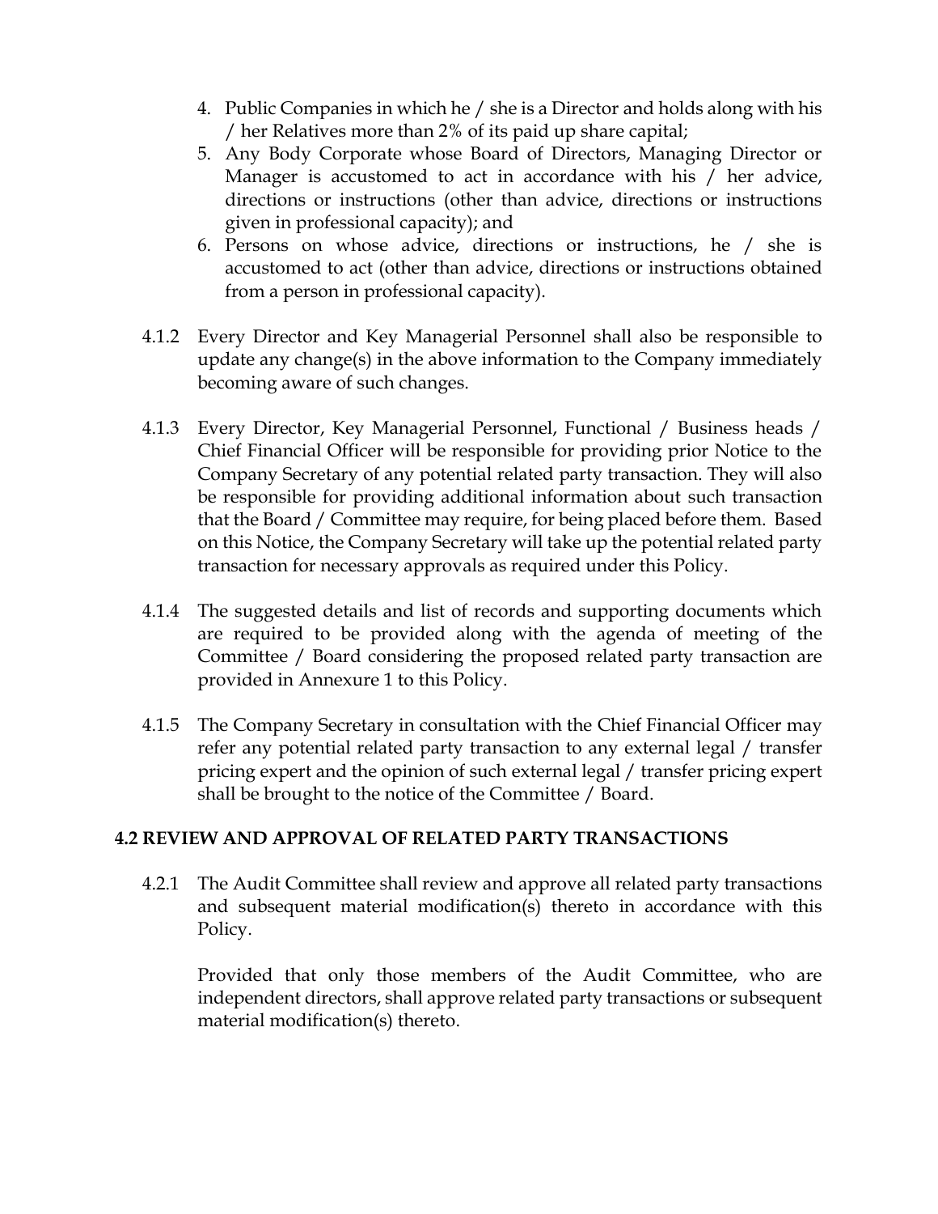4. Public Companies in which he / she is a Director and holds along with his / her Relatives more than 2% of its paid up share capital;
5. Any Body Corporate whose Board of Directors, Managing Director or Manager is accustomed to act in accordance with his / her advice, directions or instructions (other than advice, directions or instructions given in professional capacity); and
6. Persons on whose advice, directions or instructions, he / she is accustomed to act (other than advice, directions or instructions obtained from a person in professional capacity).

4.1.2 Every Director and Key Managerial Personnel shall also be responsible to update any change(s) in the above information to the Company immediately becoming aware of such changes.

4.1.3 Every Director, Key Managerial Personnel, Functional / Business heads / Chief Financial Officer will be responsible for providing prior Notice to the Company Secretary of any potential related party transaction. They will also be responsible for providing additional information about such transaction that the Board / Committee may require, for being placed before them. Based on this Notice, the Company Secretary will take up the potential related party transaction for necessary approvals as required under this Policy.

4.1.4 The suggested details and list of records and supporting documents which are required to be provided along with the agenda of meeting of the Committee / Board considering the proposed related party transaction are provided in Annexure 1 to this Policy.

4.1.5 The Company Secretary in consultation with the Chief Financial Officer may refer any potential related party transaction to any external legal / transfer pricing expert and the opinion of such external legal / transfer pricing expert shall be brought to the notice of the Committee / Board.

### 4.2 REVIEW AND APPROVAL OF RELATED PARTY TRANSACTIONS

4.2.1 The Audit Committee shall review and approve all related party transactions and subsequent material modification(s) thereto in accordance with this Policy.

Provided that only those members of the Audit Committee, who are independent directors, shall approve related party transactions or subsequent material modification(s) thereto.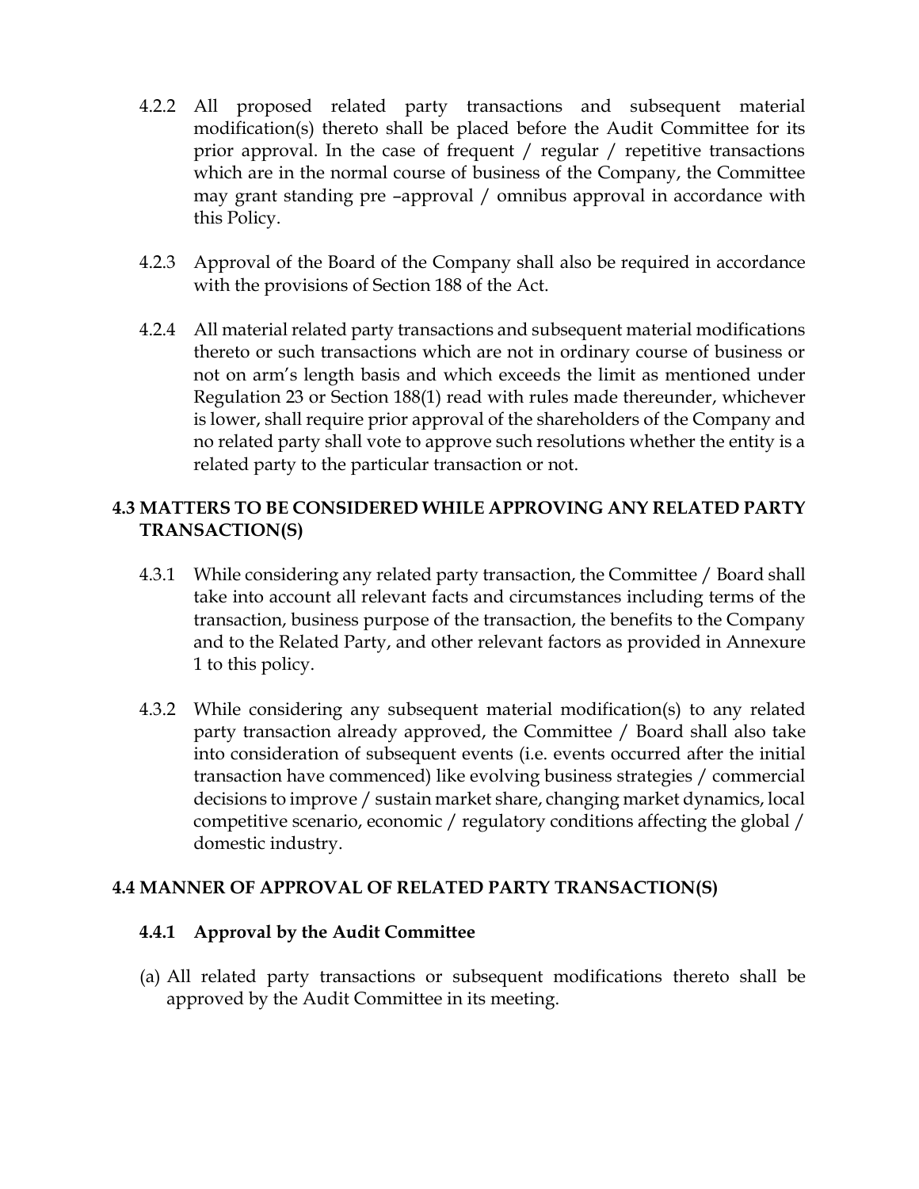4.2.2 All proposed related party transactions and subsequent material modification(s) thereto shall be placed before the Audit Committee for its prior approval. In the case of frequent / regular / repetitive transactions which are in the normal course of business of the Company, the Committee may grant standing pre –approval / omnibus approval in accordance with this Policy.

4.2.3 Approval of the Board of the Company shall also be required in accordance with the provisions of Section 188 of the Act.

4.2.4 All material related party transactions and subsequent material modifications thereto or such transactions which are not in ordinary course of business or not on arm's length basis and which exceeds the limit as mentioned under Regulation 23 or Section 188(1) read with rules made thereunder, whichever is lower, shall require prior approval of the shareholders of the Company and no related party shall vote to approve such resolutions whether the entity is a related party to the particular transaction or not.

## 4.3 MATTERS TO BE CONSIDERED WHILE APPROVING ANY RELATED PARTY TRANSACTION(S)

4.3.1 While considering any related party transaction, the Committee / Board shall take into account all relevant facts and circumstances including terms of the transaction, business purpose of the transaction, the benefits to the Company and to the Related Party, and other relevant factors as provided in Annexure 1 to this policy.

4.3.2 While considering any subsequent material modification(s) to any related party transaction already approved, the Committee / Board shall also take into consideration of subsequent events (i.e. events occurred after the initial transaction have commenced) like evolving business strategies / commercial decisions to improve / sustain market share, changing market dynamics, local competitive scenario, economic / regulatory conditions affecting the global / domestic industry.

## 4.4 MANNER OF APPROVAL OF RELATED PARTY TRANSACTION(S)

### 4.4.1 Approval by the Audit Committee

(a) All related party transactions or subsequent modifications thereto shall be approved by the Audit Committee in its meeting.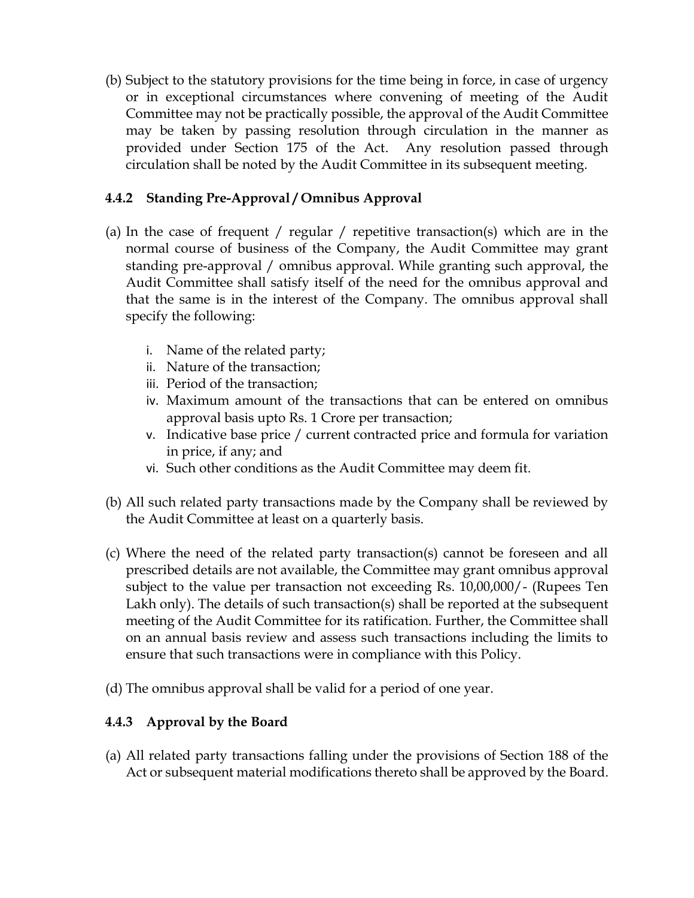(b) Subject to the statutory provisions for the time being in force, in case of urgency or in exceptional circumstances where convening of meeting of the Audit Committee may not be practically possible, the approval of the Audit Committee may be taken by passing resolution through circulation in the manner as provided under Section 175 of the Act. Any resolution passed through circulation shall be noted by the Audit Committee in its subsequent meeting.

#### 4.4.2 Standing Pre-Approval / Omnibus Approval

(a) In the case of frequent / regular / repetitive transaction(s) which are in the normal course of business of the Company, the Audit Committee may grant standing pre-approval / omnibus approval. While granting such approval, the Audit Committee shall satisfy itself of the need for the omnibus approval and that the same is in the interest of the Company. The omnibus approval shall specify the following:

   i. Name of the related party;
   ii. Nature of the transaction;
   iii. Period of the transaction;
   iv. Maximum amount of the transactions that can be entered on omnibus approval basis upto Rs. 1 Crore per transaction;
   v. Indicative base price / current contracted price and formula for variation in price, if any; and
   vi. Such other conditions as the Audit Committee may deem fit.

(b) All such related party transactions made by the Company shall be reviewed by the Audit Committee at least on a quarterly basis.

(c) Where the need of the related party transaction(s) cannot be foreseen and all prescribed details are not available, the Committee may grant omnibus approval subject to the value per transaction not exceeding Rs. 10,00,000/- (Rupees Ten Lakh only). The details of such transaction(s) shall be reported at the subsequent meeting of the Audit Committee for its ratification. Further, the Committee shall on an annual basis review and assess such transactions including the limits to ensure that such transactions were in compliance with this Policy.

(d) The omnibus approval shall be valid for a period of one year.

#### 4.4.3 Approval by the Board

(a) All related party transactions falling under the provisions of Section 188 of the Act or subsequent material modifications thereto shall be approved by the Board.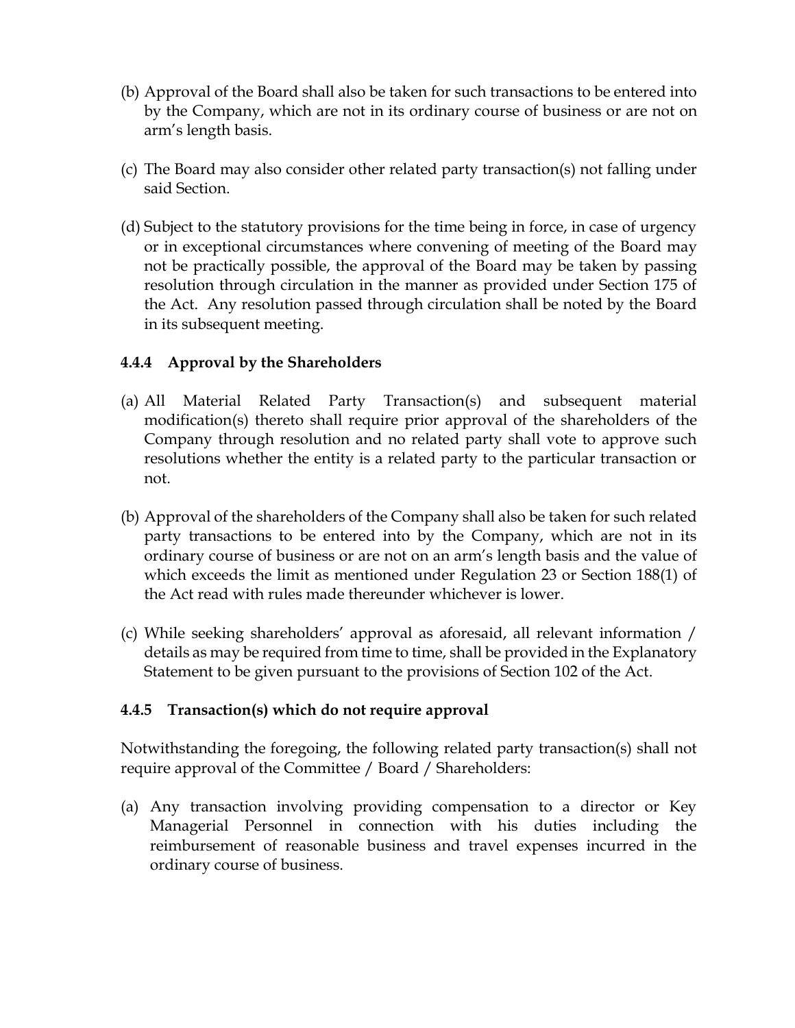(b) Approval of the Board shall also be taken for such transactions to be entered into by the Company, which are not in its ordinary course of business or are not on arm's length basis.

(c) The Board may also consider other related party transaction(s) not falling under said Section.

(d) Subject to the statutory provisions for the time being in force, in case of urgency or in exceptional circumstances where convening of meeting of the Board may not be practically possible, the approval of the Board may be taken by passing resolution through circulation in the manner as provided under Section 175 of the Act. Any resolution passed through circulation shall be noted by the Board in its subsequent meeting.

### 4.4.4 Approval by the Shareholders

(a) All Material Related Party Transaction(s) and subsequent material modification(s) thereto shall require prior approval of the shareholders of the Company through resolution and no related party shall vote to approve such resolutions whether the entity is a related party to the particular transaction or not.

(b) Approval of the shareholders of the Company shall also be taken for such related party transactions to be entered into by the Company, which are not in its ordinary course of business or are not on an arm's length basis and the value of which exceeds the limit as mentioned under Regulation 23 or Section 188(1) of the Act read with rules made thereunder whichever is lower.

(c) While seeking shareholders' approval as aforesaid, all relevant information / details as may be required from time to time, shall be provided in the Explanatory Statement to be given pursuant to the provisions of Section 102 of the Act.

### 4.4.5 Transaction(s) which do not require approval

Notwithstanding the foregoing, the following related party transaction(s) shall not require approval of the Committee / Board / Shareholders:

(a) Any transaction involving providing compensation to a director or Key Managerial Personnel in connection with his duties including the reimbursement of reasonable business and travel expenses incurred in the ordinary course of business.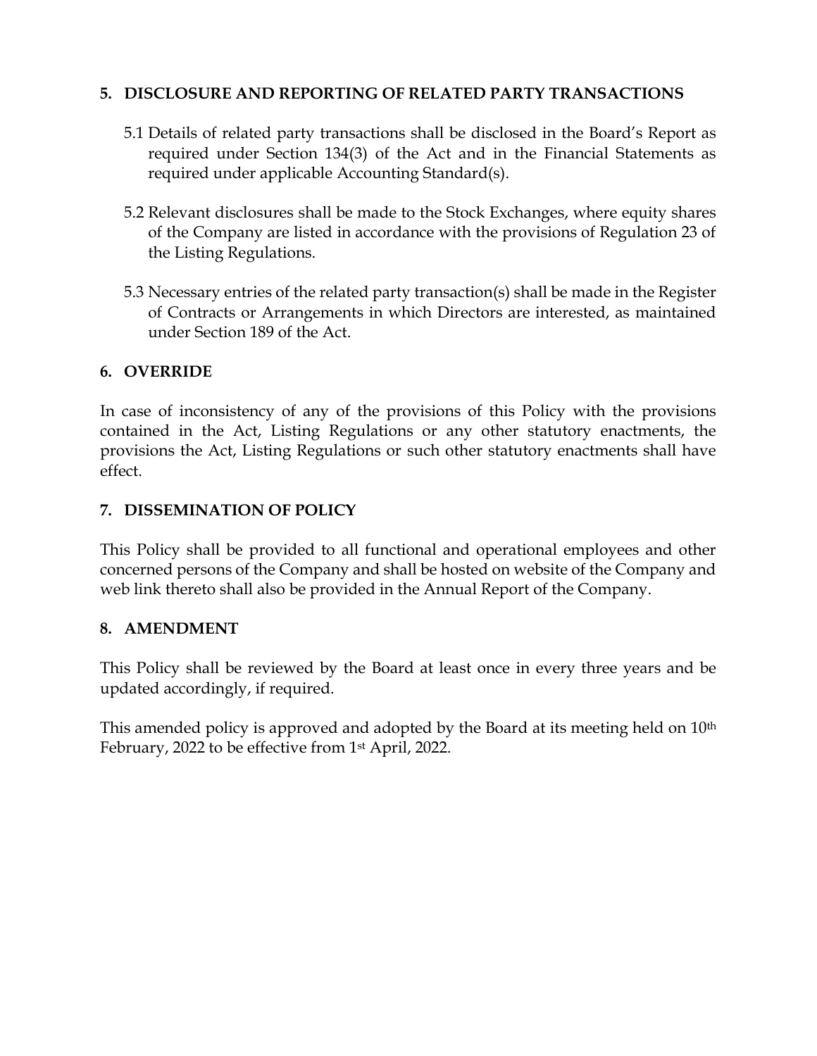## 5. DISCLOSURE AND REPORTING OF RELATED PARTY TRANSACTIONS

5.1 Details of related party transactions shall be disclosed in the Board's Report as required under Section 134(3) of the Act and in the Financial Statements as required under applicable Accounting Standard(s).

5.2 Relevant disclosures shall be made to the Stock Exchanges, where equity shares of the Company are listed in accordance with the provisions of Regulation 23 of the Listing Regulations.

5.3 Necessary entries of the related party transaction(s) shall be made in the Register of Contracts or Arrangements in which Directors are interested, as maintained under Section 189 of the Act.

## 6. OVERRIDE

In case of inconsistency of any of the provisions of this Policy with the provisions contained in the Act, Listing Regulations or any other statutory enactments, the provisions the Act, Listing Regulations or such other statutory enactments shall have effect.

## 7. DISSEMINATION OF POLICY

This Policy shall be provided to all functional and operational employees and other concerned persons of the Company and shall be hosted on website of the Company and web link thereto shall also be provided in the Annual Report of the Company.

## 8. AMENDMENT

This Policy shall be reviewed by the Board at least once in every three years and be updated accordingly, if required.

This amended policy is approved and adopted by the Board at its meeting held on 10th February, 2022 to be effective from 1st April, 2022.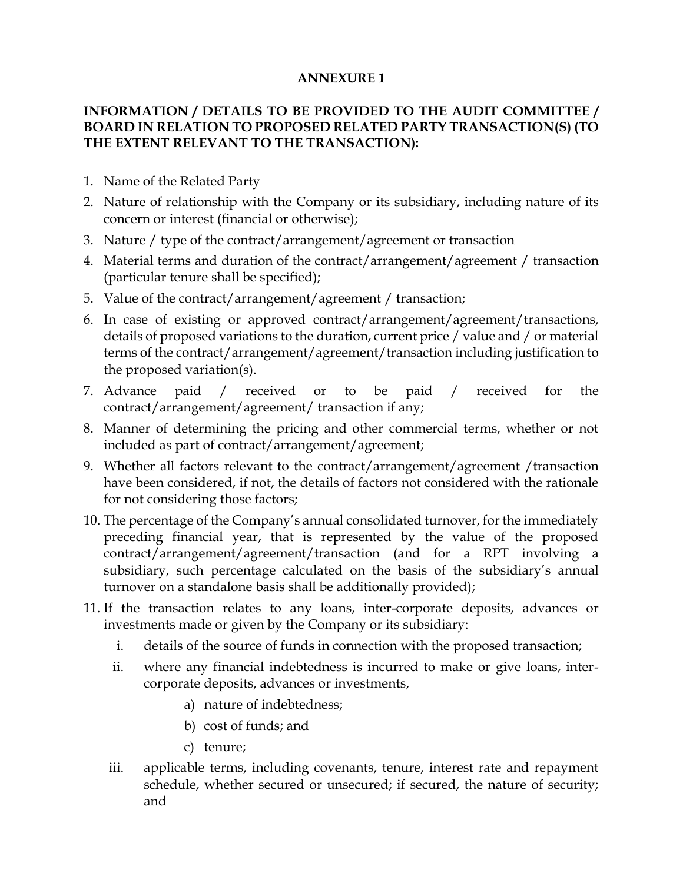## ANNEXURE 1

### INFORMATION / DETAILS TO BE PROVIDED TO THE AUDIT COMMITTEE / BOARD IN RELATION TO PROPOSED RELATED PARTY TRANSACTION(S) (TO THE EXTENT RELEVANT TO THE TRANSACTION):

1. Name of the Related Party
2. Nature of relationship with the Company or its subsidiary, including nature of its concern or interest (financial or otherwise);
3. Nature / type of the contract/arrangement/agreement or transaction
4. Material terms and duration of the contract/arrangement/agreement / transaction (particular tenure shall be specified);
5. Value of the contract/arrangement/agreement / transaction;
6. In case of existing or approved contract/arrangement/agreement/transactions, details of proposed variations to the duration, current price / value and / or material terms of the contract/arrangement/agreement/transaction including justification to the proposed variation(s).
7. Advance paid / received or to be paid / received for the contract/arrangement/agreement/ transaction if any;
8. Manner of determining the pricing and other commercial terms, whether or not included as part of contract/arrangement/agreement;
9. Whether all factors relevant to the contract/arrangement/agreement /transaction have been considered, if not, the details of factors not considered with the rationale for not considering those factors;
10. The percentage of the Company's annual consolidated turnover, for the immediately preceding financial year, that is represented by the value of the proposed contract/arrangement/agreement/transaction (and for a RPT involving a subsidiary, such percentage calculated on the basis of the subsidiary's annual turnover on a standalone basis shall be additionally provided);
11. If the transaction relates to any loans, inter-corporate deposits, advances or investments made or given by the Company or its subsidiary:
    1. details of the source of funds in connection with the proposed transaction;
    2. where any financial indebtedness is incurred to make or give loans, inter-corporate deposits, advances or investments,
        1. nature of indebtedness;
        2. cost of funds; and
        3. tenure;
    3. applicable terms, including covenants, tenure, interest rate and repayment schedule, whether secured or unsecured; if secured, the nature of security; and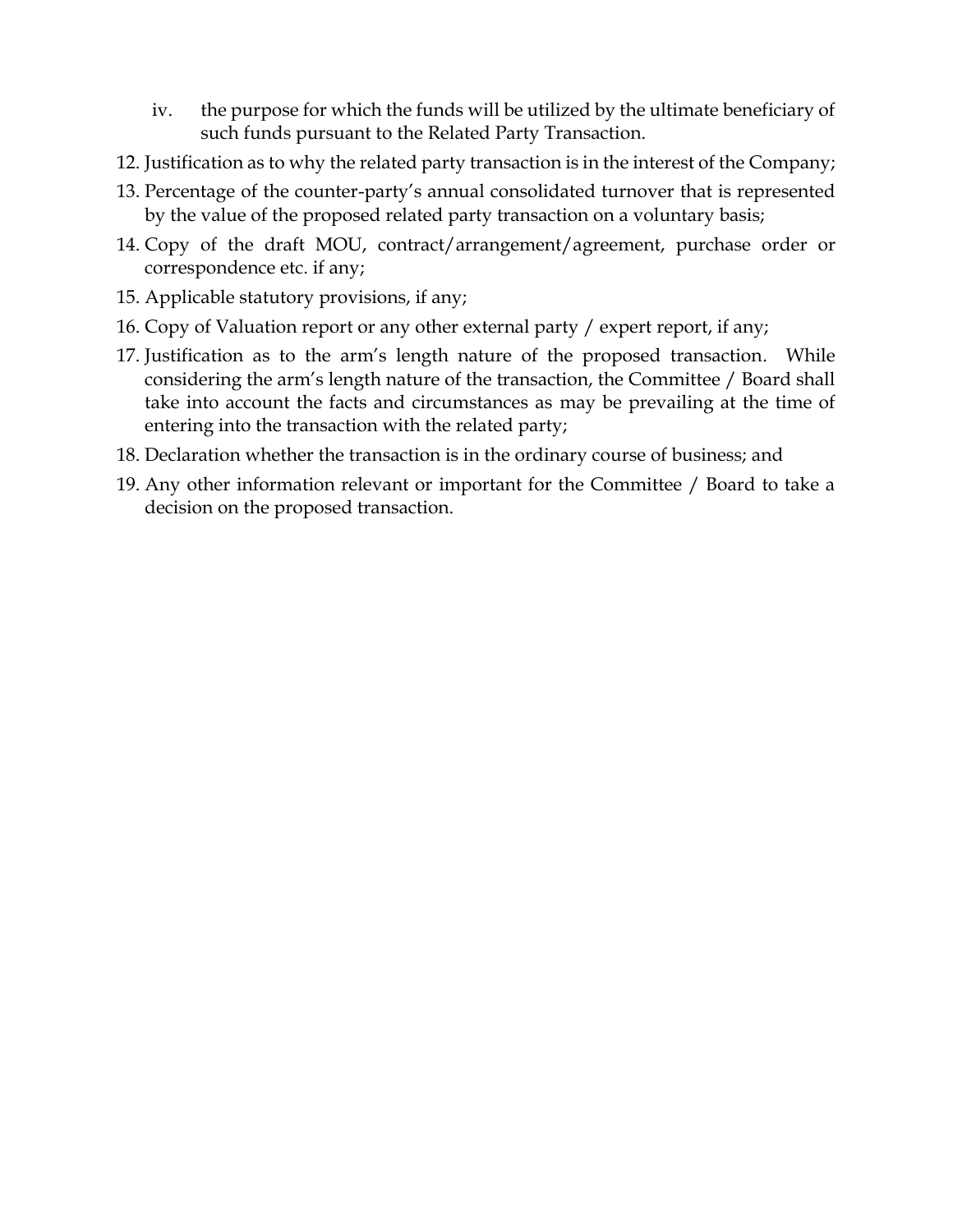iv. the purpose for which the funds will be utilized by the ultimate beneficiary of such funds pursuant to the Related Party Transaction.

12. Justification as to why the related party transaction is in the interest of the Company;
13. Percentage of the counter-party's annual consolidated turnover that is represented by the value of the proposed related party transaction on a voluntary basis;
14. Copy of the draft MOU, contract/arrangement/agreement, purchase order or correspondence etc. if any;
15. Applicable statutory provisions, if any;
16. Copy of Valuation report or any other external party / expert report, if any;
17. Justification as to the arm's length nature of the proposed transaction. While considering the arm's length nature of the transaction, the Committee / Board shall take into account the facts and circumstances as may be prevailing at the time of entering into the transaction with the related party;
18. Declaration whether the transaction is in the ordinary course of business; and
19. Any other information relevant or important for the Committee / Board to take a decision on the proposed transaction.